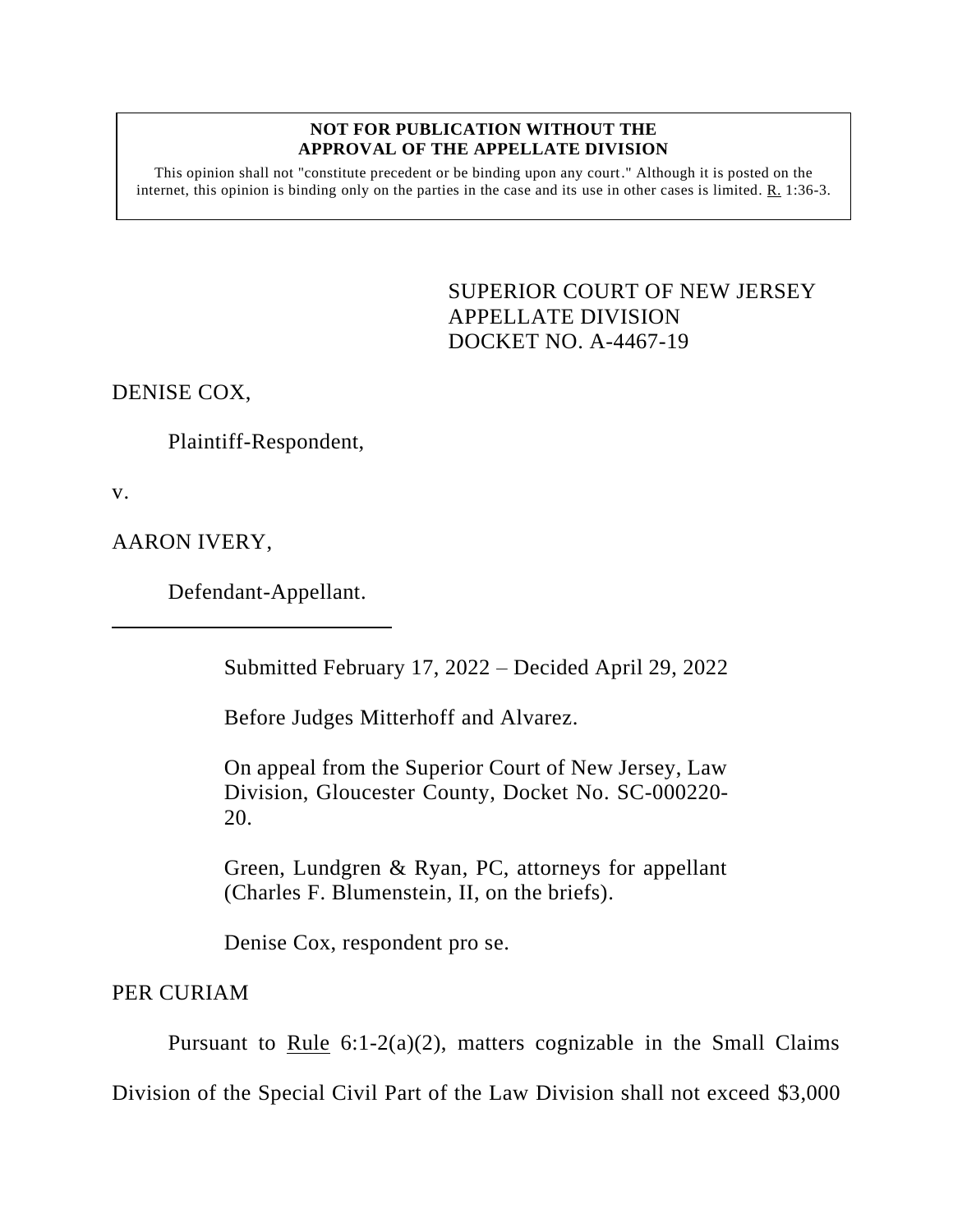**NOT FOR PUBLICATION WITHOUT THE APPROVAL OF THE APPELLATE DIVISION**

This opinion shall not "constitute precedent or be binding upon any court." Although it is posted on the internet, this opinion is binding only on the parties in the case and its use in other cases is limited. R. 1:36-3.

SUPERIOR COURT OF NEW JERSEY
APPELLATE DIVISION
DOCKET NO. A-4467-19

DENISE COX,

Plaintiff-Respondent,

v.

AARON IVERY,

Defendant-Appellant.

Submitted February 17, 2022 – Decided April 29, 2022

Before Judges Mitterhoff and Alvarez.

On appeal from the Superior Court of New Jersey, Law Division, Gloucester County, Docket No. SC-000220-20.

Green, Lundgren & Ryan, PC, attorneys for appellant (Charles F. Blumenstein, II, on the briefs).

Denise Cox, respondent pro se.

PER CURIAM

Pursuant to Rule 6:1-2(a)(2), matters cognizable in the Small Claims Division of the Special Civil Part of the Law Division shall not exceed $3,000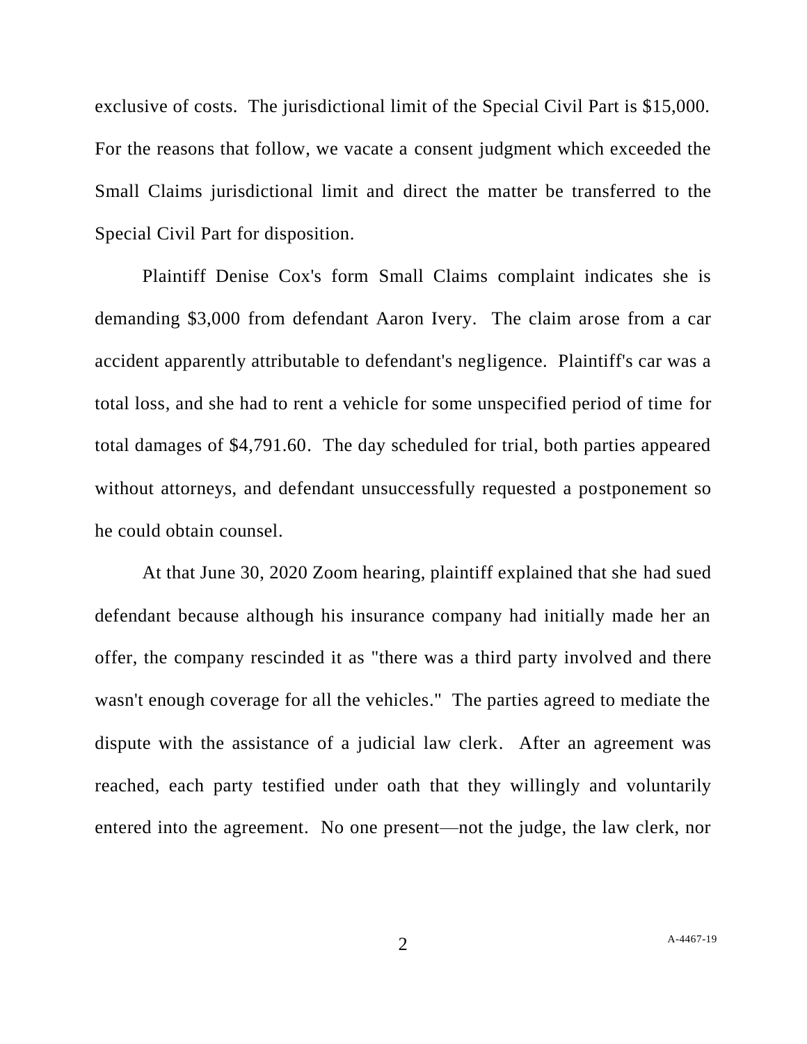exclusive of costs. The jurisdictional limit of the Special Civil Part is $15,000. For the reasons that follow, we vacate a consent judgment which exceeded the Small Claims jurisdictional limit and direct the matter be transferred to the Special Civil Part for disposition.

Plaintiff Denise Cox's form Small Claims complaint indicates she is demanding $3,000 from defendant Aaron Ivery. The claim arose from a car accident apparently attributable to defendant's negligence. Plaintiff's car was a total loss, and she had to rent a vehicle for some unspecified period of time for total damages of $4,791.60. The day scheduled for trial, both parties appeared without attorneys, and defendant unsuccessfully requested a postponement so he could obtain counsel.

At that June 30, 2020 Zoom hearing, plaintiff explained that she had sued defendant because although his insurance company had initially made her an offer, the company rescinded it as "there was a third party involved and there wasn't enough coverage for all the vehicles." The parties agreed to mediate the dispute with the assistance of a judicial law clerk. After an agreement was reached, each party testified under oath that they willingly and voluntarily entered into the agreement. No one present—not the judge, the law clerk, nor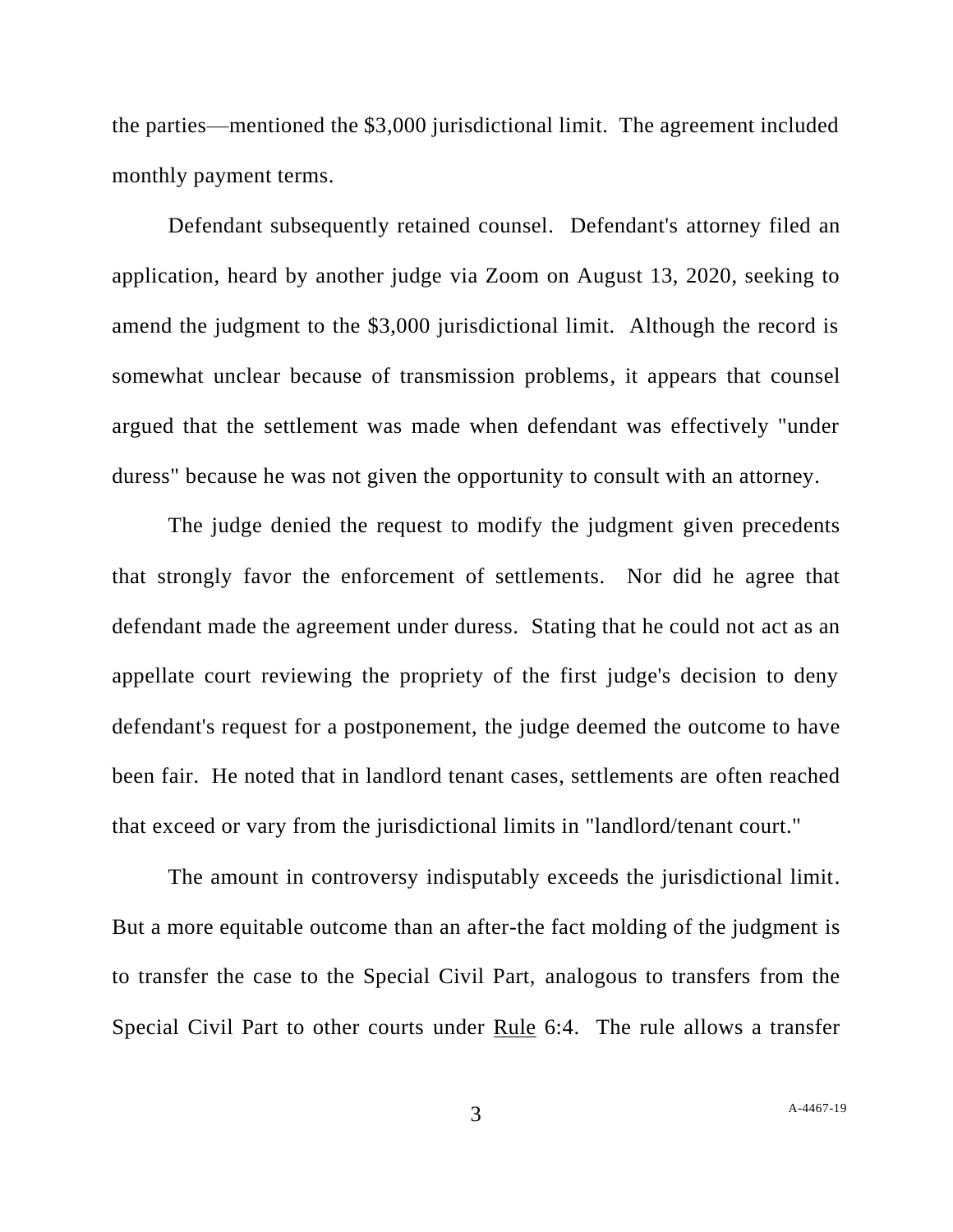the parties—mentioned the $3,000 jurisdictional limit. The agreement included monthly payment terms.

Defendant subsequently retained counsel. Defendant's attorney filed an application, heard by another judge via Zoom on August 13, 2020, seeking to amend the judgment to the $3,000 jurisdictional limit. Although the record is somewhat unclear because of transmission problems, it appears that counsel argued that the settlement was made when defendant was effectively "under duress" because he was not given the opportunity to consult with an attorney.

The judge denied the request to modify the judgment given precedents that strongly favor the enforcement of settlements. Nor did he agree that defendant made the agreement under duress. Stating that he could not act as an appellate court reviewing the propriety of the first judge's decision to deny defendant's request for a postponement, the judge deemed the outcome to have been fair. He noted that in landlord tenant cases, settlements are often reached that exceed or vary from the jurisdictional limits in "landlord/tenant court."

The amount in controversy indisputably exceeds the jurisdictional limit. But a more equitable outcome than an after-the fact molding of the judgment is to transfer the case to the Special Civil Part, analogous to transfers from the Special Civil Part to other courts under Rule 6:4. The rule allows a transfer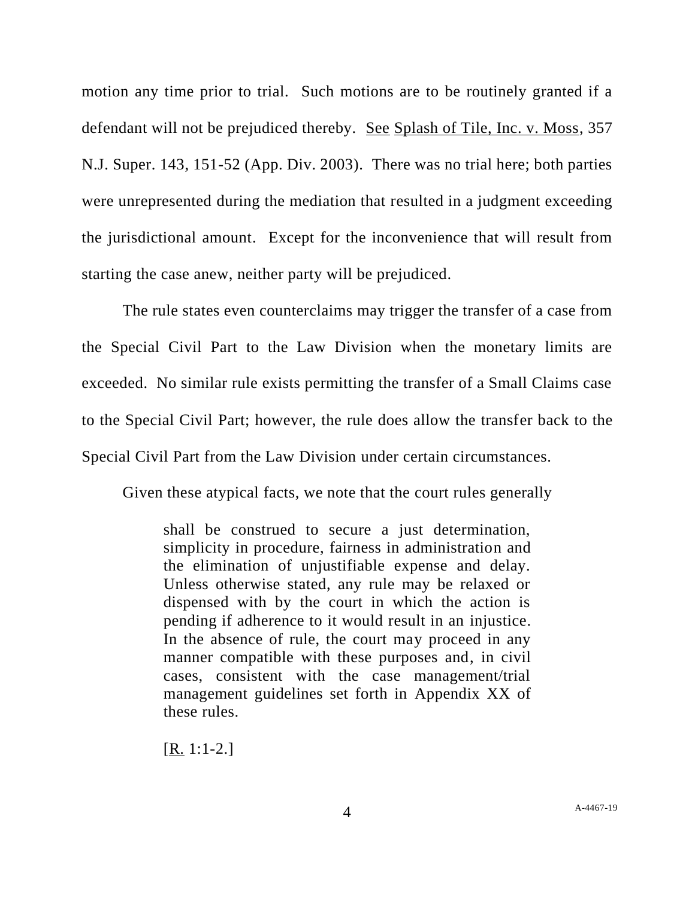motion any time prior to trial. Such motions are to be routinely granted if a defendant will not be prejudiced thereby. See Splash of Tile, Inc. v. Moss, 357 N.J. Super. 143, 151-52 (App. Div. 2003). There was no trial here; both parties were unrepresented during the mediation that resulted in a judgment exceeding the jurisdictional amount. Except for the inconvenience that will result from starting the case anew, neither party will be prejudiced.

The rule states even counterclaims may trigger the transfer of a case from the Special Civil Part to the Law Division when the monetary limits are exceeded. No similar rule exists permitting the transfer of a Small Claims case to the Special Civil Part; however, the rule does allow the transfer back to the Special Civil Part from the Law Division under certain circumstances.

Given these atypical facts, we note that the court rules generally

> shall be construed to secure a just determination, simplicity in procedure, fairness in administration and the elimination of unjustifiable expense and delay. Unless otherwise stated, any rule may be relaxed or dispensed with by the court in which the action is pending if adherence to it would result in an injustice. In the absence of rule, the court may proceed in any manner compatible with these purposes and, in civil cases, consistent with the case management/trial management guidelines set forth in Appendix XX of these rules.
>
> [R. 1:1-2.]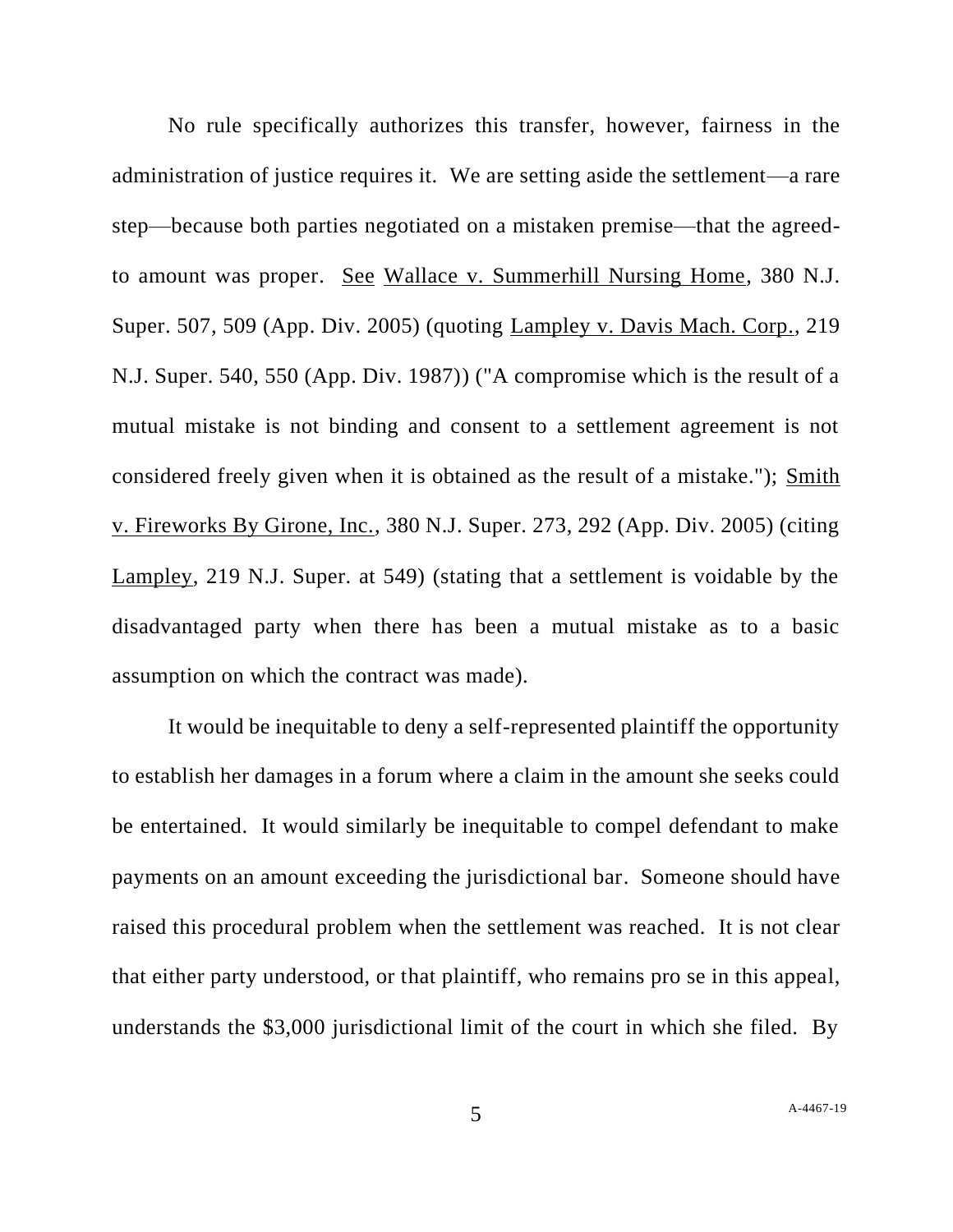No rule specifically authorizes this transfer, however, fairness in the administration of justice requires it. We are setting aside the settlement—a rare step—because both parties negotiated on a mistaken premise—that the agreed-to amount was proper. See Wallace v. Summerhill Nursing Home, 380 N.J. Super. 507, 509 (App. Div. 2005) (quoting Lampley v. Davis Mach. Corp., 219 N.J. Super. 540, 550 (App. Div. 1987)) ("A compromise which is the result of a mutual mistake is not binding and consent to a settlement agreement is not considered freely given when it is obtained as the result of a mistake."); Smith v. Fireworks By Girone, Inc., 380 N.J. Super. 273, 292 (App. Div. 2005) (citing Lampley, 219 N.J. Super. at 549) (stating that a settlement is voidable by the disadvantaged party when there has been a mutual mistake as to a basic assumption on which the contract was made).

It would be inequitable to deny a self-represented plaintiff the opportunity to establish her damages in a forum where a claim in the amount she seeks could be entertained. It would similarly be inequitable to compel defendant to make payments on an amount exceeding the jurisdictional bar. Someone should have raised this procedural problem when the settlement was reached. It is not clear that either party understood, or that plaintiff, who remains pro se in this appeal, understands the $3,000 jurisdictional limit of the court in which she filed. By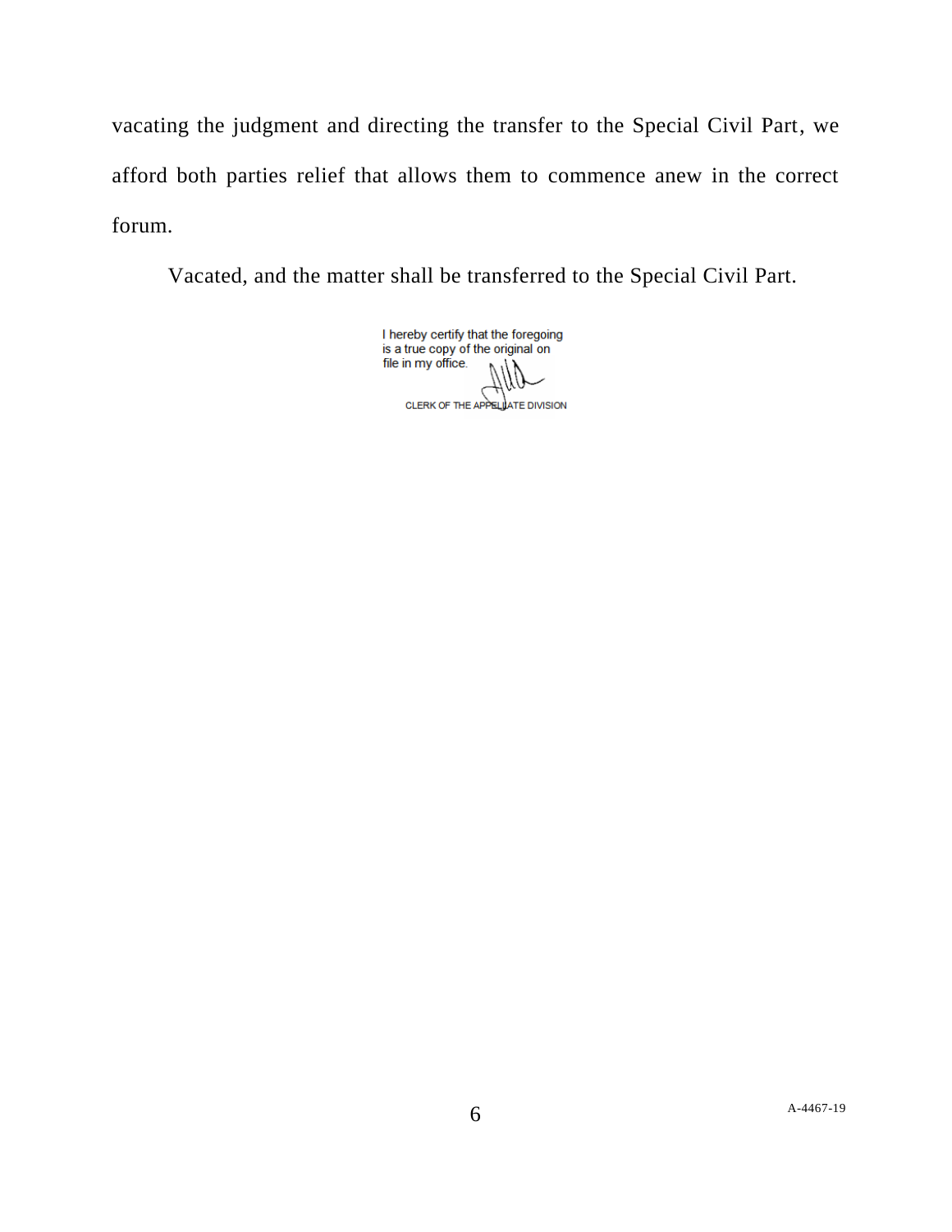vacating the judgment and directing the transfer to the Special Civil Part, we afford both parties relief that allows them to commence anew in the correct forum.

Vacated, and the matter shall be transferred to the Special Civil Part.

I hereby certify that the foregoing is a true copy of the original on file in my office.

CLERK OF THE APPELLATE DIVISION